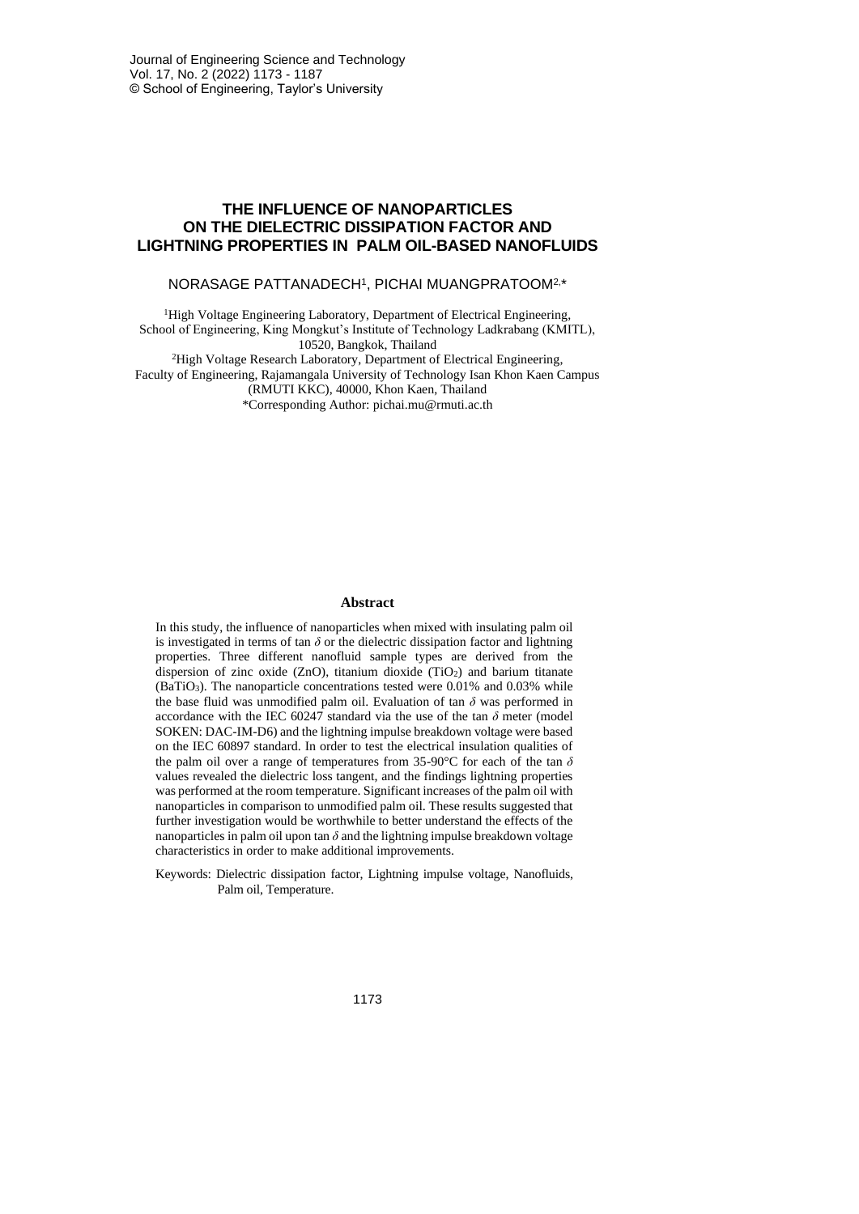# THE INFLUENCE OF NANOPARTICLES ON THE DIELECTRIC DISSIPATION FACTOR AND LIGHTNING PROPERTIES IN PALM OIL-BASED NANOFLUIDS

NORASAGE PATTANADECH[1], PICHAI MUANGPRATOOM[2,*]

[1]High Voltage Engineering Laboratory, Department of Electrical Engineering, School of Engineering, King Mongkut's Institute of Technology Ladkrabang (KMITL), 10520, Bangkok, Thailand

[2]High Voltage Research Laboratory, Department of Electrical Engineering, Faculty of Engineering, Rajamangala University of Technology Isan Khon Kaen Campus (RMUTI KKC), 40000, Khon Kaen, Thailand

*Corresponding Author: pichai.mu@rmuti.ac.th

## Abstract

In this study, the influence of nanoparticles when mixed with insulating palm oil is investigated in terms of tan $\delta$ or the dielectric dissipation factor and lightning properties. Three different nanofluid sample types are derived from the dispersion of zinc oxide (ZnO), titanium dioxide ($TiO_2$) and barium titanate ($BaTiO_3$). The nanoparticle concentrations tested were 0.01% and 0.03% while the base fluid was unmodified palm oil. Evaluation of tan $\delta$ was performed in accordance with the IEC 60247 standard via the use of the tan $\delta$ meter (model SOKEN: DAC-IM-D6) and the lightning impulse breakdown voltage were based on the IEC 60897 standard. In order to test the electrical insulation qualities of the palm oil over a range of temperatures from 35-90°C for each of the tan $\delta$ values revealed the dielectric loss tangent, and the findings lightning properties was performed at the room temperature. Significant increases of the palm oil with nanoparticles in comparison to unmodified palm oil. These results suggested that further investigation would be worthwhile to better understand the effects of the nanoparticles in palm oil upon tan $\delta$ and the lightning impulse breakdown voltage characteristics in order to make additional improvements.

Keywords: Dielectric dissipation factor, Lightning impulse voltage, Nanofluids, Palm oil, Temperature.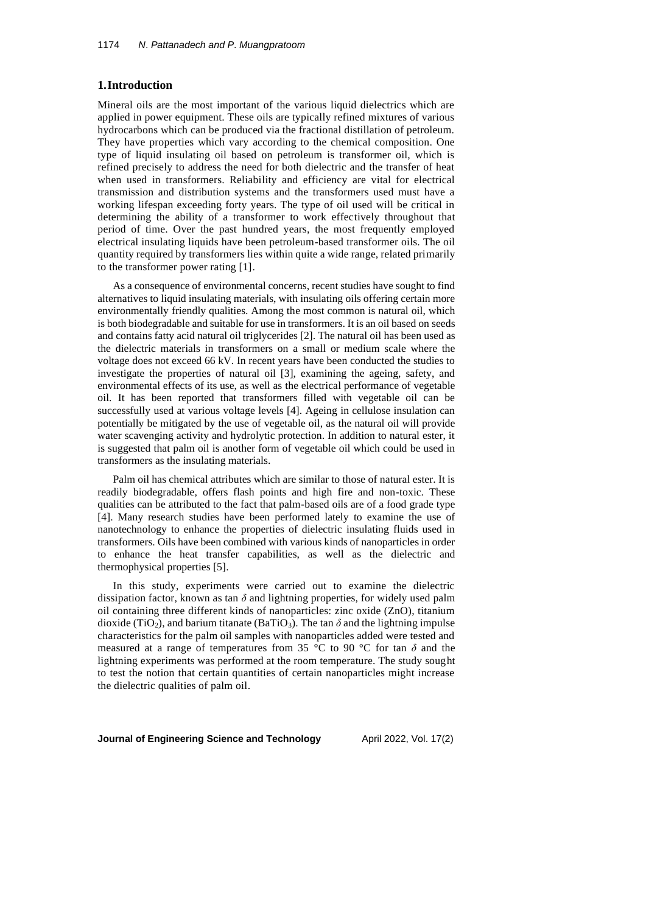## 1. Introduction

Mineral oils are the most important of the various liquid dielectrics which are applied in power equipment. These oils are typically refined mixtures of various hydrocarbons which can be produced via the fractional distillation of petroleum. They have properties which vary according to the chemical composition. One type of liquid insulating oil based on petroleum is transformer oil, which is refined precisely to address the need for both dielectric and the transfer of heat when used in transformers. Reliability and efficiency are vital for electrical transmission and distribution systems and the transformers used must have a working lifespan exceeding forty years. The type of oil used will be critical in determining the ability of a transformer to work effectively throughout that period of time. Over the past hundred years, the most frequently employed electrical insulating liquids have been petroleum-based transformer oils. The oil quantity required by transformers lies within quite a wide range, related primarily to the transformer power rating [1].

As a consequence of environmental concerns, recent studies have sought to find alternatives to liquid insulating materials, with insulating oils offering certain more environmentally friendly qualities. Among the most common is natural oil, which is both biodegradable and suitable for use in transformers. It is an oil based on seeds and contains fatty acid natural oil triglycerides [2]. The natural oil has been used as the dielectric materials in transformers on a small or medium scale where the voltage does not exceed 66 kV. In recent years have been conducted the studies to investigate the properties of natural oil [3], examining the ageing, safety, and environmental effects of its use, as well as the electrical performance of vegetable oil. It has been reported that transformers filled with vegetable oil can be successfully used at various voltage levels [4]. Ageing in cellulose insulation can potentially be mitigated by the use of vegetable oil, as the natural oil will provide water scavenging activity and hydrolytic protection. In addition to natural ester, it is suggested that palm oil is another form of vegetable oil which could be used in transformers as the insulating materials.

Palm oil has chemical attributes which are similar to those of natural ester. It is readily biodegradable, offers flash points and high fire and non-toxic. These qualities can be attributed to the fact that palm-based oils are of a food grade type [4]. Many research studies have been performed lately to examine the use of nanotechnology to enhance the properties of dielectric insulating fluids used in transformers. Oils have been combined with various kinds of nanoparticles in order to enhance the heat transfer capabilities, as well as the dielectric and thermophysical properties [5].

In this study, experiments were carried out to examine the dielectric dissipation factor, known as tan $\delta$ and lightning properties, for widely used palm oil containing three different kinds of nanoparticles: zinc oxide ($ZnO$), titanium dioxide ($TiO_2$), and barium titanate ($BaTiO_3$). The tan $\delta$ and the lightning impulse characteristics for the palm oil samples with nanoparticles added were tested and measured at a range of temperatures from 35 °C to 90 °C for tan $\delta$ and the lightning experiments was performed at the room temperature. The study sought to test the notion that certain quantities of certain nanoparticles might increase the dielectric qualities of palm oil.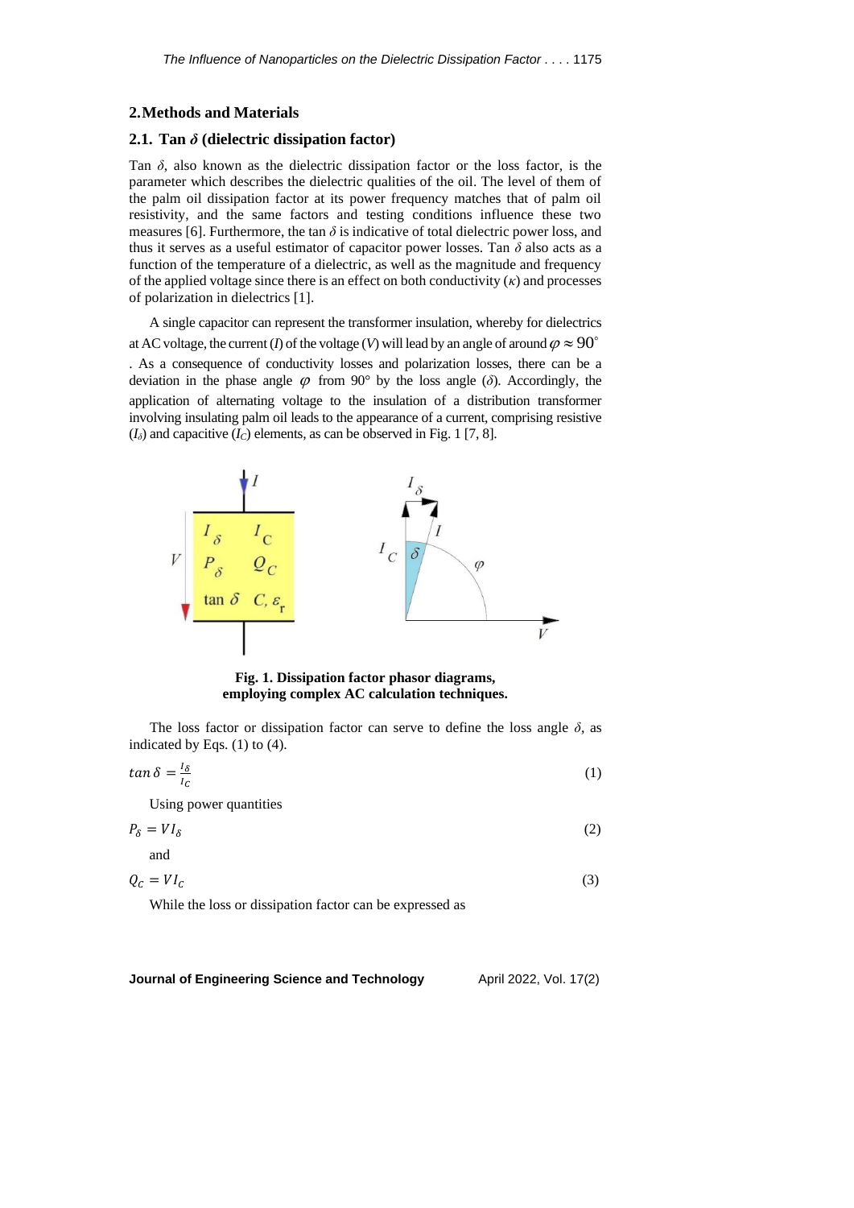## 2. Methods and Materials

### 2.1. Tan $\delta$ (dielectric dissipation factor)

Tan $\delta$, also known as the dielectric dissipation factor or the loss factor, is the parameter which describes the dielectric qualities of the oil. The level of them of the palm oil dissipation factor at its power frequency matches that of palm oil resistivity, and the same factors and testing conditions influence these two measures [6]. Furthermore, the tan $\delta$ is indicative of total dielectric power loss, and thus it serves as a useful estimator of capacitor power losses. Tan $\delta$ also acts as a function of the temperature of a dielectric, as well as the magnitude and frequency of the applied voltage since there is an effect on both conductivity ($\kappa$) and processes of polarization in dielectrics [1].

A single capacitor can represent the transformer insulation, whereby for dielectrics at AC voltage, the current ($I$) of the voltage ($V$) will lead by an angle of around $\varphi \approx 90^{\circ}$. As a consequence of conductivity losses and polarization losses, there can be a deviation in the phase angle $\varphi$ from 90° by the loss angle ($\delta$). Accordingly, the application of alternating voltage to the insulation of a distribution transformer involving insulating palm oil leads to the appearance of a current, comprising resistive ($I_\delta$) and capacitive ($I_C$) elements, as can be observed in Fig. 1 [7, 8].

**Fig. 1. Dissipation factor phasor diagrams, employing complex AC calculation techniques.**

The loss factor or dissipation factor can serve to define the loss angle $\delta$, as indicated by Eqs. (1) to (4).

$$tan\,\delta = \frac{I_\delta}{I_C} \tag{1}$$

Using power quantities

$$P_\delta = VI_\delta \tag{2}$$

and

$$Q_C = VI_C \tag{3}$$

While the loss or dissipation factor can be expressed as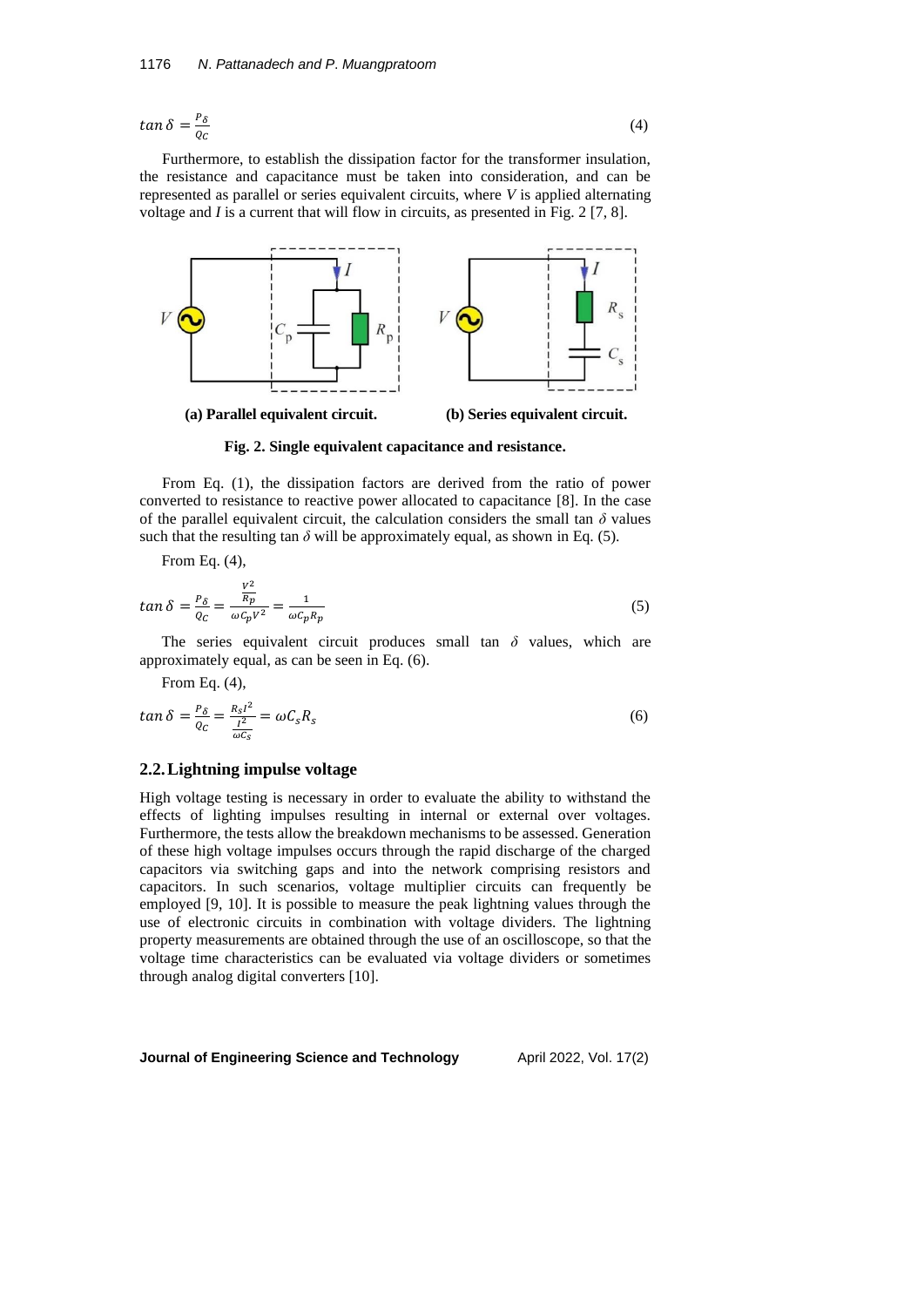$$tan\,\delta = \frac{P_\delta}{Q_C} \tag{4}$$

Furthermore, to establish the dissipation factor for the transformer insulation, the resistance and capacitance must be taken into consideration, and can be represented as parallel or series equivalent circuits, where *V* is applied alternating voltage and *I* is a current that will flow in circuits, as presented in Fig. 2 [7, 8].

**(a) Parallel equivalent circuit.** **(b) Series equivalent circuit.**

**Fig. 2. Single equivalent capacitance and resistance.**

From Eq. (1), the dissipation factors are derived from the ratio of power converted to resistance to reactive power allocated to capacitance [8]. In the case of the parallel equivalent circuit, the calculation considers the small tan $\delta$ values such that the resulting tan $\delta$ will be approximately equal, as shown in Eq. (5).

From Eq. (4),

$$tan\,\delta = \frac{P_\delta}{Q_C} = \frac{\frac{V^2}{R_P}}{\omega C_p V^2} = \frac{1}{\omega C_p R_p} \tag{5}$$

The series equivalent circuit produces small tan $\delta$ values, which are approximately equal, as can be seen in Eq. (6).

From Eq. (4),

$$tan\,\delta = \frac{P_\delta}{Q_C} = \frac{R_s I^2}{\frac{I^2}{\omega C_s}} = \omega C_s R_s \tag{6}$$

## 2.2. Lightning impulse voltage

High voltage testing is necessary in order to evaluate the ability to withstand the effects of lighting impulses resulting in internal or external over voltages. Furthermore, the tests allow the breakdown mechanisms to be assessed. Generation of these high voltage impulses occurs through the rapid discharge of the charged capacitors via switching gaps and into the network comprising resistors and capacitors. In such scenarios, voltage multiplier circuits can frequently be employed [9, 10]. It is possible to measure the peak lightning values through the use of electronic circuits in combination with voltage dividers. The lightning property measurements are obtained through the use of an oscilloscope, so that the voltage time characteristics can be evaluated via voltage dividers or sometimes through analog digital converters [10].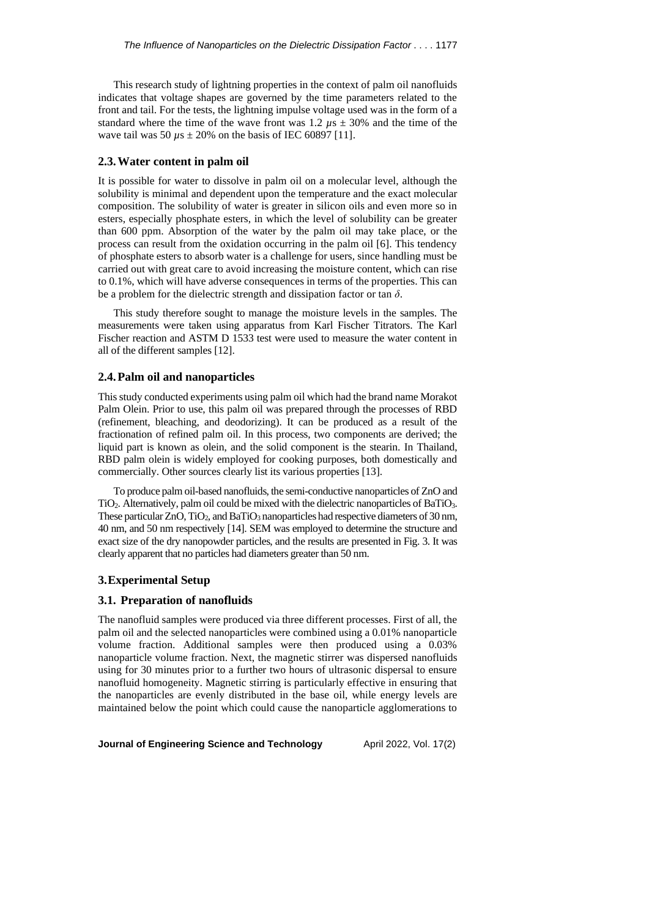This research study of lightning properties in the context of palm oil nanofluids indicates that voltage shapes are governed by the time parameters related to the front and tail. For the tests, the lightning impulse voltage used was in the form of a standard where the time of the wave front was 1.2 $\mu$s ± 30% and the time of the wave tail was 50 $\mu$s ± 20% on the basis of IEC 60897 [11].

## 2.3. Water content in palm oil

It is possible for water to dissolve in palm oil on a molecular level, although the solubility is minimal and dependent upon the temperature and the exact molecular composition. The solubility of water is greater in silicon oils and even more so in esters, especially phosphate esters, in which the level of solubility can be greater than 600 ppm. Absorption of the water by the palm oil may take place, or the process can result from the oxidation occurring in the palm oil [6]. This tendency of phosphate esters to absorb water is a challenge for users, since handling must be carried out with great care to avoid increasing the moisture content, which can rise to 0.1%, which will have adverse consequences in terms of the properties. This can be a problem for the dielectric strength and dissipation factor or tan $\delta$.

This study therefore sought to manage the moisture levels in the samples. The measurements were taken using apparatus from Karl Fischer Titrators. The Karl Fischer reaction and ASTM D 1533 test were used to measure the water content in all of the different samples [12].

## 2.4. Palm oil and nanoparticles

This study conducted experiments using palm oil which had the brand name Morakot Palm Olein. Prior to use, this palm oil was prepared through the processes of RBD (refinement, bleaching, and deodorizing). It can be produced as a result of the fractionation of refined palm oil. In this process, two components are derived; the liquid part is known as olein, and the solid component is the stearin. In Thailand, RBD palm olein is widely employed for cooking purposes, both domestically and commercially. Other sources clearly list its various properties [13].

To produce palm oil-based nanofluids, the semi-conductive nanoparticles of ZnO and $TiO_2$. Alternatively, palm oil could be mixed with the dielectric nanoparticles of $BaTiO_3$. These particular ZnO, $TiO_2$, and $BaTiO_3$ nanoparticles had respective diameters of 30 nm, 40 nm, and 50 nm respectively [14]. SEM was employed to determine the structure and exact size of the dry nanopowder particles, and the results are presented in Fig. 3. It was clearly apparent that no particles had diameters greater than 50 nm.

# 3. Experimental Setup

## 3.1. Preparation of nanofluids

The nanofluid samples were produced via three different processes. First of all, the palm oil and the selected nanoparticles were combined using a 0.01% nanoparticle volume fraction. Additional samples were then produced using a 0.03% nanoparticle volume fraction. Next, the magnetic stirrer was dispersed nanofluids using for 30 minutes prior to a further two hours of ultrasonic dispersal to ensure nanofluid homogeneity. Magnetic stirring is particularly effective in ensuring that the nanoparticles are evenly distributed in the base oil, while energy levels are maintained below the point which could cause the nanoparticle agglomerations to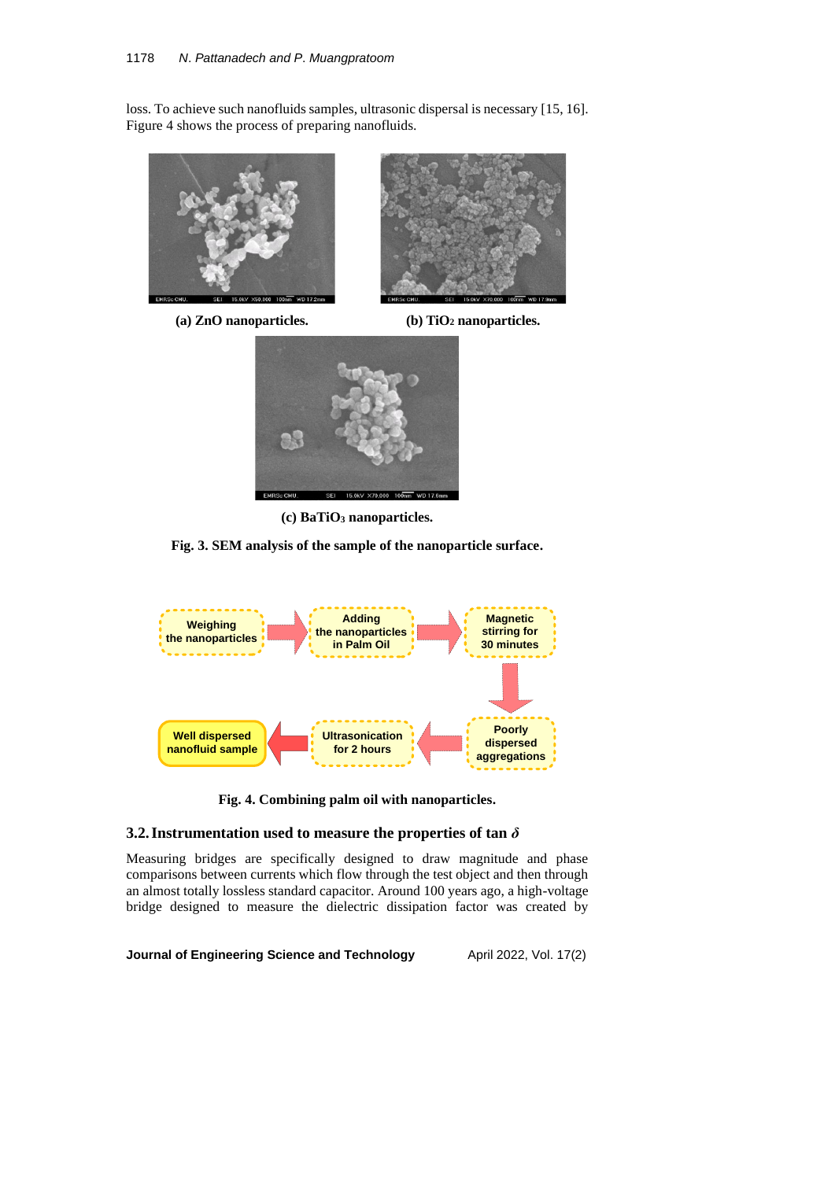loss. To achieve such nanofluids samples, ultrasonic dispersal is necessary [15, 16]. Figure 4 shows the process of preparing nanofluids.

**(a) ZnO nanoparticles.** **(b) $TiO_2$ nanoparticles.**

**(c) $BaTiO_3$ nanoparticles.**

**Fig. 3. SEM analysis of the sample of the nanoparticle surface.**

Weighing the nanoparticles → Adding the nanoparticles in Palm Oil → Magnetic stirring for 30 minutes → Poorly dispersed aggregations → Ultrasonication for 2 hours → Well dispersed nanofluid sample

**Fig. 4. Combining palm oil with nanoparticles.**

### 3.2. Instrumentation used to measure the properties of tan *δ*

Measuring bridges are specifically designed to draw magnitude and phase comparisons between currents which flow through the test object and then through an almost totally lossless standard capacitor. Around 100 years ago, a high-voltage bridge designed to measure the dielectric dissipation factor was created by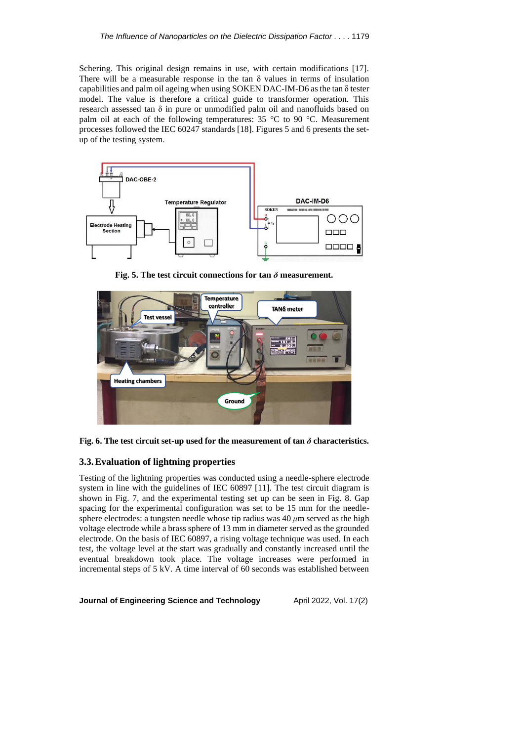Schering. This original design remains in use, with certain modifications [17]. There will be a measurable response in the tan δ values in terms of insulation capabilities and palm oil ageing when using SOKEN DAC-IM-D6 as the tan δ tester model. The value is therefore a critical guide to transformer operation. This research assessed tan δ in pure or unmodified palm oil and nanofluids based on palm oil at each of the following temperatures: 35 °C to 90 °C. Measurement processes followed the IEC 60247 standards [18]. Figures 5 and 6 presents the set-up of the testing system.

**Fig. 5. The test circuit connections for tan *δ* measurement.**

**Fig. 6. The test circuit set-up used for the measurement of tan *δ* characteristics.**

### 3.3. Evaluation of lightning properties

Testing of the lightning properties was conducted using a needle-sphere electrode system in line with the guidelines of IEC 60897 [11]. The test circuit diagram is shown in Fig. 7, and the experimental testing set up can be seen in Fig. 8. Gap spacing for the experimental configuration was set to be 15 mm for the needle-sphere electrodes: a tungsten needle whose tip radius was 40 $\mu$m served as the high voltage electrode while a brass sphere of 13 mm in diameter served as the grounded electrode. On the basis of IEC 60897, a rising voltage technique was used. In each test, the voltage level at the start was gradually and constantly increased until the eventual breakdown took place. The voltage increases were performed in incremental steps of 5 kV. A time interval of 60 seconds was established between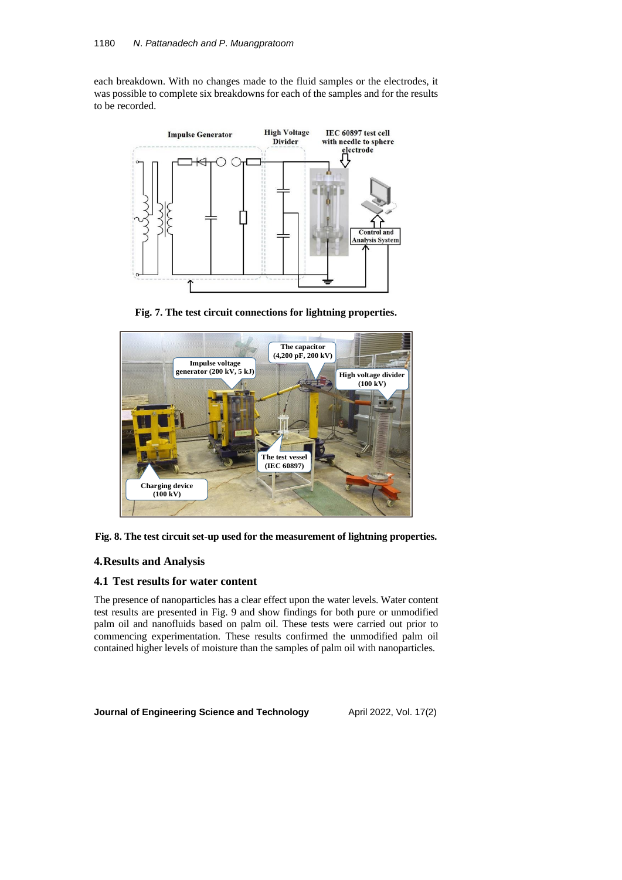each breakdown. With no changes made to the fluid samples or the electrodes, it was possible to complete six breakdowns for each of the samples and for the results to be recorded.

**Fig. 7. The test circuit connections for lightning properties.**

**Fig. 8. The test circuit set-up used for the measurement of lightning properties.**

## 4. Results and Analysis

### 4.1 Test results for water content

The presence of nanoparticles has a clear effect upon the water levels. Water content test results are presented in Fig. 9 and show findings for both pure or unmodified palm oil and nanofluids based on palm oil. These tests were carried out prior to commencing experimentation. These results confirmed the unmodified palm oil contained higher levels of moisture than the samples of palm oil with nanoparticles.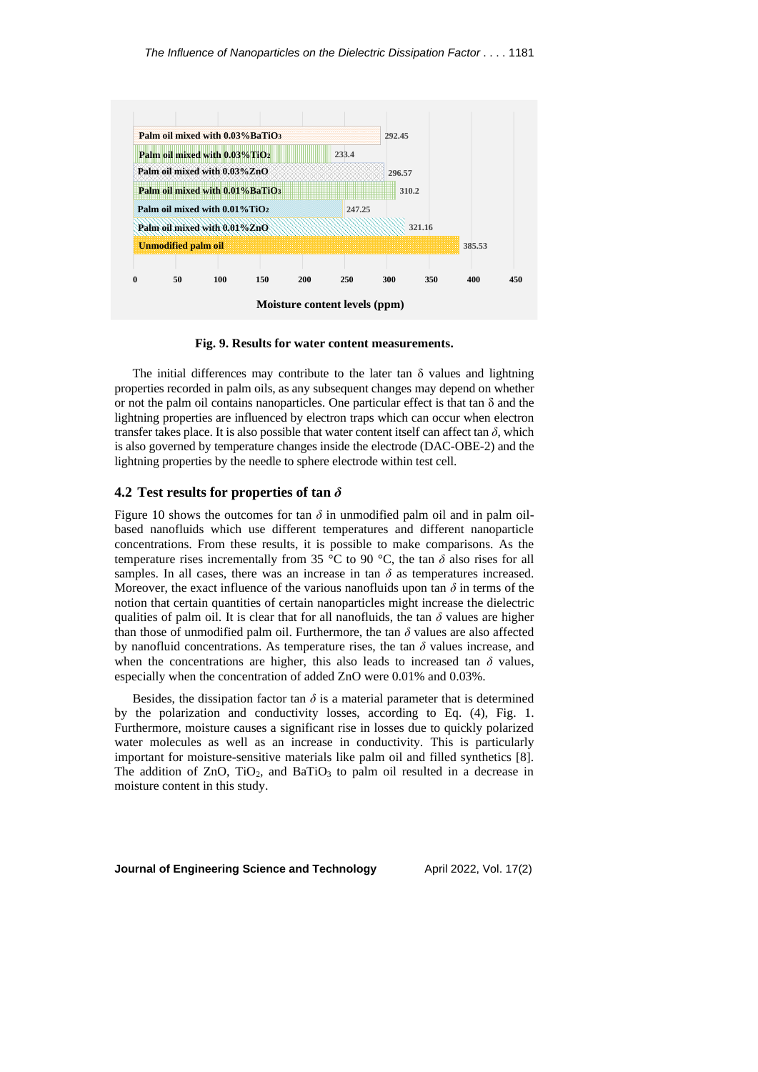| Sample | Moisture content levels (ppm) |
|---|---|
| Palm oil mixed with 0.03% $BaTiO_3$ | 292.45 |
| Palm oil mixed with 0.03% $TiO_2$ | 233.4 |
| Palm oil mixed with 0.03% ZnO | 296.57 |
| Palm oil mixed with 0.01% $BaTiO_3$ | 310.2 |
| Palm oil mixed with 0.01% $TiO_2$ | 247.25 |
| Palm oil mixed with 0.01% ZnO | 321.16 |
| Unmodified palm oil | 385.53 |

**Fig. 9. Results for water content measurements.**

The initial differences may contribute to the later tan δ values and lightning properties recorded in palm oils, as any subsequent changes may depend on whether or not the palm oil contains nanoparticles. One particular effect is that tan δ and the lightning properties are influenced by electron traps which can occur when electron transfer takes place. It is also possible that water content itself can affect tan $\delta$, which is also governed by temperature changes inside the electrode (DAC-OBE-2) and the lightning properties by the needle to sphere electrode within test cell.

## 4.2 Test results for properties of tan $\delta$

Figure 10 shows the outcomes for tan $\delta$ in unmodified palm oil and in palm oil-based nanofluids which use different temperatures and different nanoparticle concentrations. From these results, it is possible to make comparisons. As the temperature rises incrementally from 35 °C to 90 °C, the tan $\delta$ also rises for all samples. In all cases, there was an increase in tan $\delta$ as temperatures increased. Moreover, the exact influence of the various nanofluids upon tan $\delta$ in terms of the notion that certain quantities of certain nanoparticles might increase the dielectric qualities of palm oil. It is clear that for all nanofluids, the tan $\delta$ values are higher than those of unmodified palm oil. Furthermore, the tan $\delta$ values are also affected by nanofluid concentrations. As temperature rises, the tan $\delta$ values increase, and when the concentrations are higher, this also leads to increased tan $\delta$ values, especially when the concentration of added ZnO were 0.01% and 0.03%.

Besides, the dissipation factor tan $\delta$ is a material parameter that is determined by the polarization and conductivity losses, according to Eq. (4), Fig. 1. Furthermore, moisture causes a significant rise in losses due to quickly polarized water molecules as well as an increase in conductivity. This is particularly important for moisture-sensitive materials like palm oil and filled synthetics [8]. The addition of ZnO, $TiO_2$, and $BaTiO_3$ to palm oil resulted in a decrease in moisture content in this study.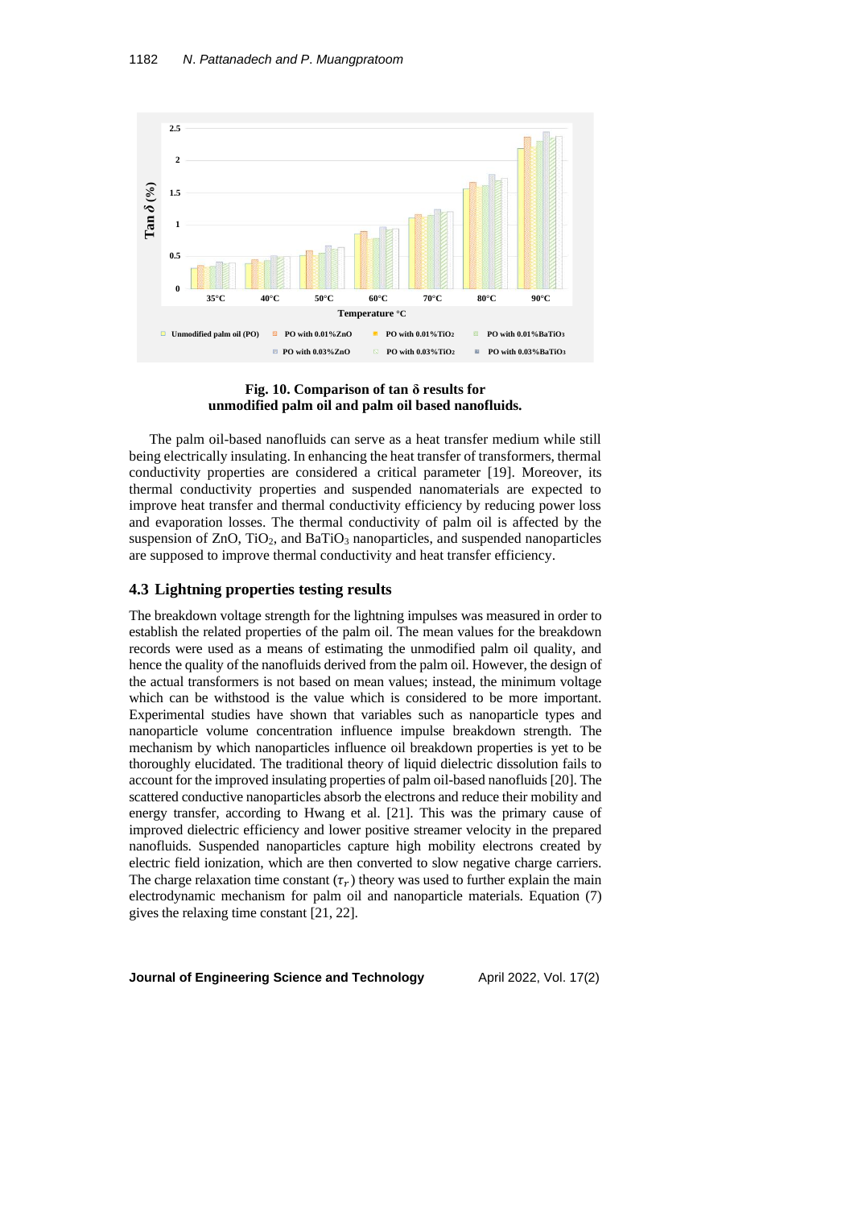**Fig. 10. Comparison of tan δ results for unmodified palm oil and palm oil based nanofluids.**

The palm oil-based nanofluids can serve as a heat transfer medium while still being electrically insulating. In enhancing the heat transfer of transformers, thermal conductivity properties are considered a critical parameter [19]. Moreover, its thermal conductivity properties and suspended nanomaterials are expected to improve heat transfer and thermal conductivity efficiency by reducing power loss and evaporation losses. The thermal conductivity of palm oil is affected by the suspension of ZnO, $TiO_2$, and $BaTiO_3$ nanoparticles, and suspended nanoparticles are supposed to improve thermal conductivity and heat transfer efficiency.

## 4.3 Lightning properties testing results

The breakdown voltage strength for the lightning impulses was measured in order to establish the related properties of the palm oil. The mean values for the breakdown records were used as a means of estimating the unmodified palm oil quality, and hence the quality of the nanofluids derived from the palm oil. However, the design of the actual transformers is not based on mean values; instead, the minimum voltage which can be withstood is the value which is considered to be more important. Experimental studies have shown that variables such as nanoparticle types and nanoparticle volume concentration influence impulse breakdown strength. The mechanism by which nanoparticles influence oil breakdown properties is yet to be thoroughly elucidated. The traditional theory of liquid dielectric dissolution fails to account for the improved insulating properties of palm oil-based nanofluids [20]. The scattered conductive nanoparticles absorb the electrons and reduce their mobility and energy transfer, according to Hwang et al. [21]. This was the primary cause of improved dielectric efficiency and lower positive streamer velocity in the prepared nanofluids. Suspended nanoparticles capture high mobility electrons created by electric field ionization, which are then converted to slow negative charge carriers. The charge relaxation time constant ($\tau_r$) theory was used to further explain the main electrodynamic mechanism for palm oil and nanoparticle materials. Equation (7) gives the relaxing time constant [21, 22].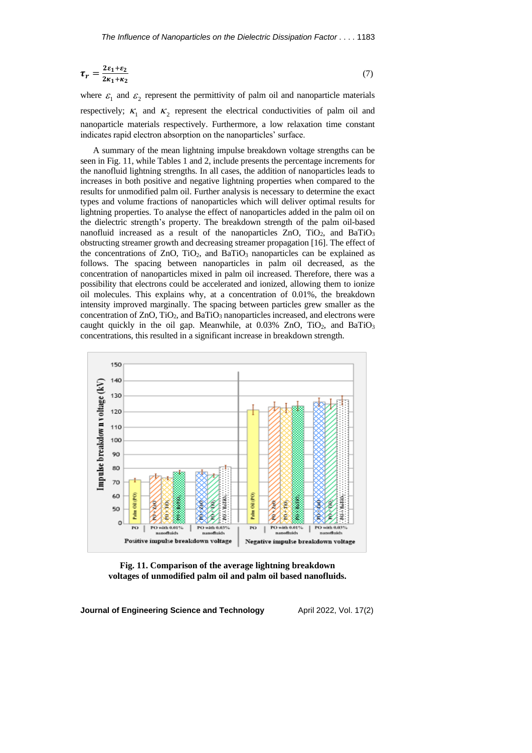$$\tau_r = \frac{2\varepsilon_1 + \varepsilon_2}{2\kappa_1 + \kappa_2} \tag{7}$$

where $\varepsilon_1$ and $\varepsilon_2$ represent the permittivity of palm oil and nanoparticle materials respectively; $\kappa_1$ and $\kappa_2$ represent the electrical conductivities of palm oil and nanoparticle materials respectively. Furthermore, a low relaxation time constant indicates rapid electron absorption on the nanoparticles' surface.

A summary of the mean lightning impulse breakdown voltage strengths can be seen in Fig. 11, while Tables 1 and 2, include presents the percentage increments for the nanofluid lightning strengths. In all cases, the addition of nanoparticles leads to increases in both positive and negative lightning properties when compared to the results for unmodified palm oil. Further analysis is necessary to determine the exact types and volume fractions of nanoparticles which will deliver optimal results for lightning properties. To analyse the effect of nanoparticles added in the palm oil on the dielectric strength's property. The breakdown strength of the palm oil-based nanofluid increased as a result of the nanoparticles ZnO, $TiO_2$, and $BaTiO_3$ obstructing streamer growth and decreasing streamer propagation [16]. The effect of the concentrations of ZnO, $TiO_2$, and $BaTiO_3$ nanoparticles can be explained as follows. The spacing between nanoparticles in palm oil decreased, as the concentration of nanoparticles mixed in palm oil increased. Therefore, there was a possibility that electrons could be accelerated and ionized, allowing them to ionize oil molecules. This explains why, at a concentration of 0.01%, the breakdown intensity improved marginally. The spacing between particles grew smaller as the concentration of ZnO, $TiO_2$, and $BaTiO_3$ nanoparticles increased, and electrons were caught quickly in the oil gap. Meanwhile, at 0.03% ZnO, $TiO_2$, and $BaTiO_3$ concentrations, this resulted in a significant increase in breakdown strength.

**Fig. 11. Comparison of the average lightning breakdown voltages of unmodified palm oil and palm oil based nanofluids.**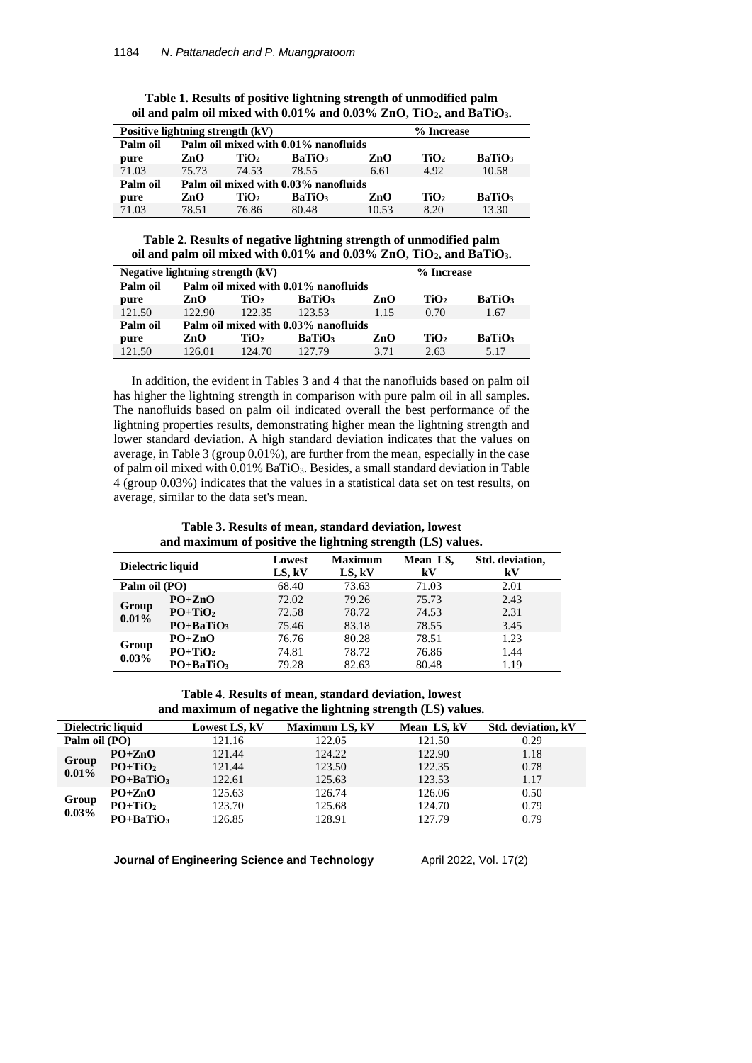**Table 1. Results of positive lightning strength of unmodified palm oil and palm oil mixed with 0.01% and 0.03% ZnO, $TiO_2$, and $BaTiO_3$.**

| Positive lightning strength (kV) | | | | % Increase | | |
|---|---|---|---|---|---|---|
| Palm oil pure | Palm oil mixed with 0.01% nanofluids | | | | | |
| | ZnO | $TiO_2$ | $BaTiO_3$ | ZnO | $TiO_2$ | $BaTiO_3$ |
| 71.03 | 75.73 | 74.53 | 78.55 | 6.61 | 4.92 | 10.58 |
| Palm oil pure | Palm oil mixed with 0.03% nanofluids | | | | | |
| | ZnO | $TiO_2$ | $BaTiO_3$ | ZnO | $TiO_2$ | $BaTiO_3$ |
| 71.03 | 78.51 | 76.86 | 80.48 | 10.53 | 8.20 | 13.30 |

**Table 2. Results of negative lightning strength of unmodified palm oil and palm oil mixed with 0.01% and 0.03% ZnO, $TiO_2$, and $BaTiO_3$.**

| Negative lightning strength (kV) | | | | % Increase | | |
|---|---|---|---|---|---|---|
| Palm oil pure | Palm oil mixed with 0.01% nanofluids | | | | | |
| | ZnO | $TiO_2$ | $BaTiO_3$ | ZnO | $TiO_2$ | $BaTiO_3$ |
| 121.50 | 122.90 | 122.35 | 123.53 | 1.15 | 0.70 | 1.67 |
| Palm oil pure | Palm oil mixed with 0.03% nanofluids | | | | | |
| | ZnO | $TiO_2$ | $BaTiO_3$ | ZnO | $TiO_2$ | $BaTiO_3$ |
| 121.50 | 126.01 | 124.70 | 127.79 | 3.71 | 2.63 | 5.17 |

In addition, the evident in Tables 3 and 4 that the nanofluids based on palm oil has higher the lightning strength in comparison with pure palm oil in all samples. The nanofluids based on palm oil indicated overall the best performance of the lightning properties results, demonstrating higher mean the lightning strength and lower standard deviation. A high standard deviation indicates that the values on average, in Table 3 (group 0.01%), are further from the mean, especially in the case of palm oil mixed with 0.01% $BaTiO_3$. Besides, a small standard deviation in Table 4 (group 0.03%) indicates that the values in a statistical data set on test results, on average, similar to the data set's mean.

**Table 3. Results of mean, standard deviation, lowest and maximum of positive the lightning strength (LS) values.**

| Dielectric liquid | | Lowest LS, kV | Maximum LS, kV | Mean LS, kV | Std. deviation, kV |
|---|---|---|---|---|---|
| Palm oil (PO) | | 68.40 | 73.63 | 71.03 | 2.01 |
| Group 0.01% | PO+ZnO | 72.02 | 79.26 | 75.73 | 2.43 |
| | PO+$TiO_2$ | 72.58 | 78.72 | 74.53 | 2.31 |
| | PO+$BaTiO_3$ | 75.46 | 83.18 | 78.55 | 3.45 |
| Group 0.03% | PO+ZnO | 76.76 | 80.28 | 78.51 | 1.23 |
| | PO+$TiO_2$ | 74.81 | 78.72 | 76.86 | 1.44 |
| | PO+$BaTiO_3$ | 79.28 | 82.63 | 80.48 | 1.19 |

**Table 4. Results of mean, standard deviation, lowest and maximum of negative the lightning strength (LS) values.**

| Dielectric liquid | | Lowest LS, kV | Maximum LS, kV | Mean LS, kV | Std. deviation, kV |
|---|---|---|---|---|---|
| Palm oil (PO) | | 121.16 | 122.05 | 121.50 | 0.29 |
| Group 0.01% | PO+ZnO | 121.44 | 124.22 | 122.90 | 1.18 |
| | PO+$TiO_2$ | 121.44 | 123.50 | 122.35 | 0.78 |
| | PO+$BaTiO_3$ | 122.61 | 125.63 | 123.53 | 1.17 |
| Group 0.03% | PO+ZnO | 125.63 | 126.74 | 126.06 | 0.50 |
| | PO+$TiO_2$ | 123.70 | 125.68 | 124.70 | 0.79 |
| | PO+$BaTiO_3$ | 126.85 | 128.91 | 127.79 | 0.79 |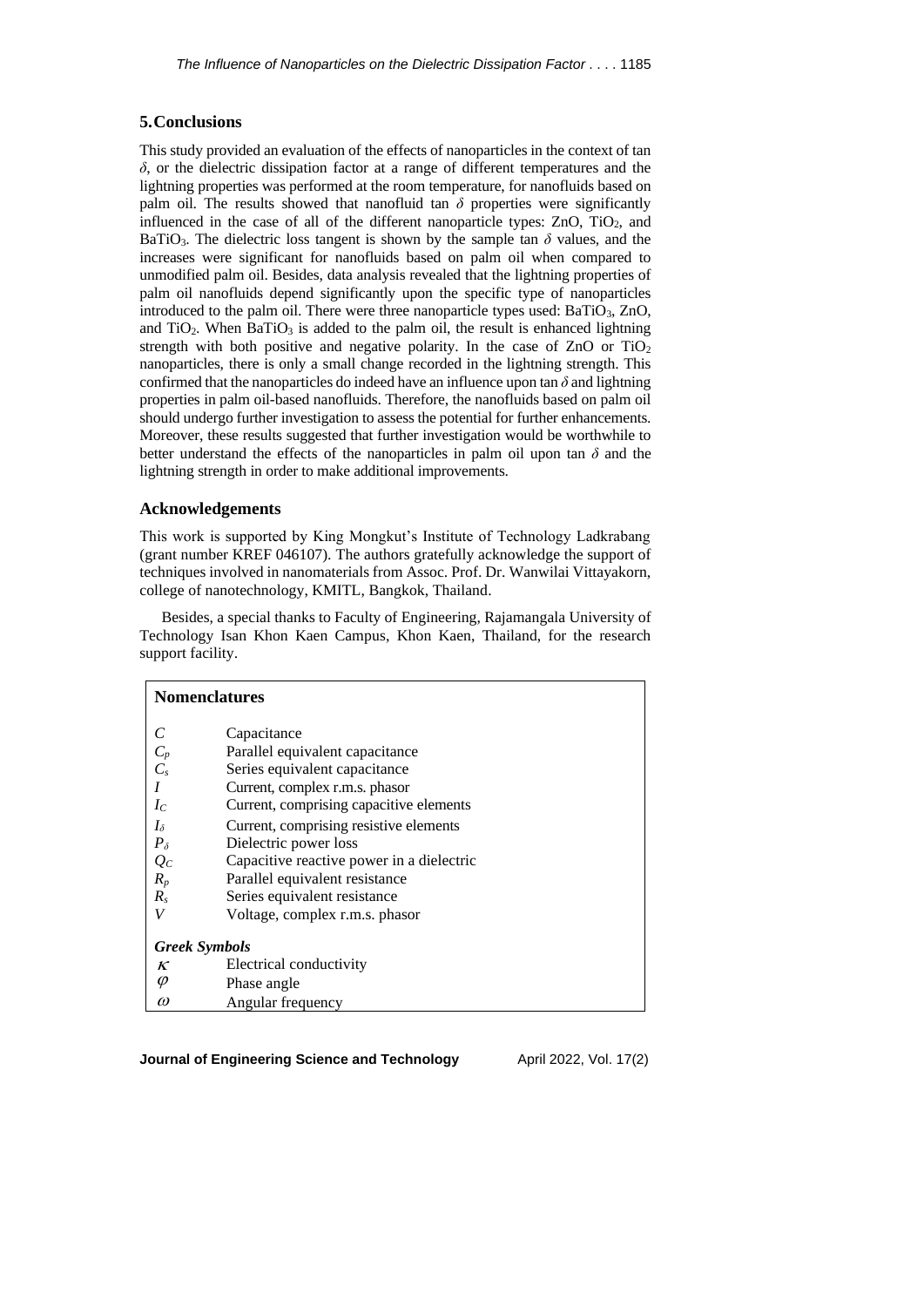## 5. Conclusions

This study provided an evaluation of the effects of nanoparticles in the context of tan $\delta$, or the dielectric dissipation factor at a range of different temperatures and the lightning properties was performed at the room temperature, for nanofluids based on palm oil. The results showed that nanofluid tan $\delta$ properties were significantly influenced in the case of all of the different nanoparticle types: ZnO, $TiO_2$, and $BaTiO_3$. The dielectric loss tangent is shown by the sample tan $\delta$ values, and the increases were significant for nanofluids based on palm oil when compared to unmodified palm oil. Besides, data analysis revealed that the lightning properties of palm oil nanofluids depend significantly upon the specific type of nanoparticles introduced to the palm oil. There were three nanoparticle types used: $BaTiO_3$, ZnO, and $TiO_2$. When $BaTiO_3$ is added to the palm oil, the result is enhanced lightning strength with both positive and negative polarity. In the case of ZnO or $TiO_2$ nanoparticles, there is only a small change recorded in the lightning strength. This confirmed that the nanoparticles do indeed have an influence upon tan $\delta$ and lightning properties in palm oil-based nanofluids. Therefore, the nanofluids based on palm oil should undergo further investigation to assess the potential for further enhancements. Moreover, these results suggested that further investigation would be worthwhile to better understand the effects of the nanoparticles in palm oil upon tan $\delta$ and the lightning strength in order to make additional improvements.

## Acknowledgements

This work is supported by King Mongkut's Institute of Technology Ladkrabang (grant number KREF 046107). The authors gratefully acknowledge the support of techniques involved in nanomaterials from Assoc. Prof. Dr. Wanwilai Vittayakorn, college of nanotechnology, KMITL, Bangkok, Thailand.

Besides, a special thanks to Faculty of Engineering, Rajamangala University of Technology Isan Khon Kaen Campus, Khon Kaen, Thailand, for the research support facility.

| **Nomenclatures** | |
|---|---|
| $C$ | Capacitance |
| $C_p$ | Parallel equivalent capacitance |
| $C_s$ | Series equivalent capacitance |
| $I$ | Current, complex r.m.s. phasor |
| $I_C$ | Current, comprising capacitive elements |
| $I_\delta$ | Current, comprising resistive elements |
| $P_\delta$ | Dielectric power loss |
| $Q_C$ | Capacitive reactive power in a dielectric |
| $R_p$ | Parallel equivalent resistance |
| $R_s$ | Series equivalent resistance |
| $V$ | Voltage, complex r.m.s. phasor |
| ***Greek Symbols*** | |
| $\kappa$ | Electrical conductivity |
| $\varphi$ | Phase angle |
| $\omega$ | Angular frequency |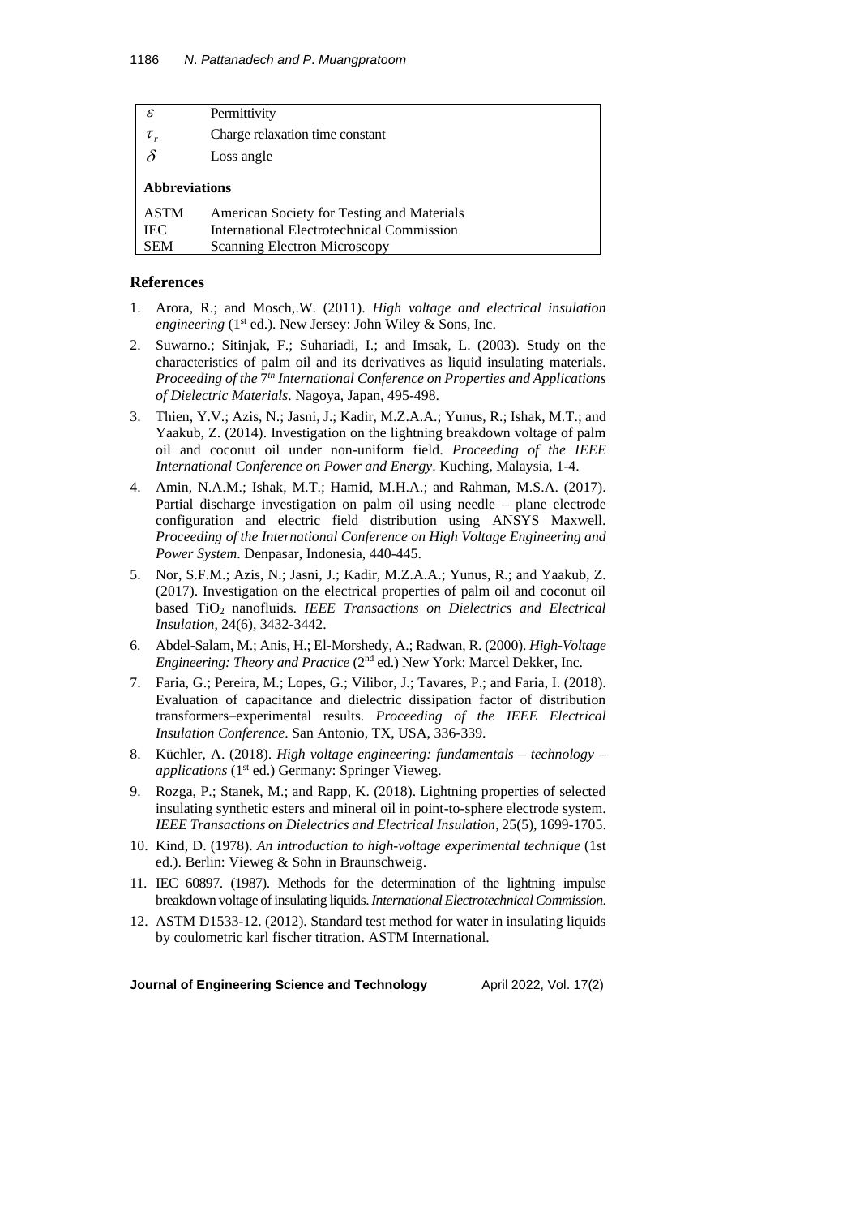| | |
|---|---|
| $\varepsilon$ | Permittivity |
| $\tau_r$ | Charge relaxation time constant |
| $\delta$ | Loss angle |
| **Abbreviations** | |
| ASTM | American Society for Testing and Materials |
| IEC | International Electrotechnical Commission |
| SEM | Scanning Electron Microscopy |

## References

1. Arora, R.; and Mosch,.W. (2011). *High voltage and electrical insulation engineering* (1st ed.). New Jersey: John Wiley & Sons, Inc.
2. Suwarno.; Sitinjak, F.; Suhariadi, I.; and Imsak, L. (2003). Study on the characteristics of palm oil and its derivatives as liquid insulating materials. *Proceeding of the 7th International Conference on Properties and Applications of Dielectric Materials*. Nagoya, Japan, 495-498.
3. Thien, Y.V.; Azis, N.; Jasni, J.; Kadir, M.Z.A.A.; Yunus, R.; Ishak, M.T.; and Yaakub, Z. (2014). Investigation on the lightning breakdown voltage of palm oil and coconut oil under non-uniform field. *Proceeding of the IEEE International Conference on Power and Energy*. Kuching, Malaysia, 1-4.
4. Amin, N.A.M.; Ishak, M.T.; Hamid, M.H.A.; and Rahman, M.S.A. (2017). Partial discharge investigation on palm oil using needle – plane electrode configuration and electric field distribution using ANSYS Maxwell. *Proceeding of the International Conference on High Voltage Engineering and Power System*. Denpasar, Indonesia, 440-445.
5. Nor, S.F.M.; Azis, N.; Jasni, J.; Kadir, M.Z.A.A.; Yunus, R.; and Yaakub, Z. (2017). Investigation on the electrical properties of palm oil and coconut oil based $TiO_2$ nanofluids. *IEEE Transactions on Dielectrics and Electrical Insulation*, 24(6), 3432-3442.
6. Abdel-Salam, M.; Anis, H.; El-Morshedy, A.; Radwan, R. (2000). *High-Voltage Engineering: Theory and Practice* (2nd ed.) New York: Marcel Dekker, Inc.
7. Faria, G.; Pereira, M.; Lopes, G.; Vilibor, J.; Tavares, P.; and Faria, I. (2018). Evaluation of capacitance and dielectric dissipation factor of distribution transformers–experimental results. *Proceeding of the IEEE Electrical Insulation Conference*. San Antonio, TX, USA, 336-339.
8. Küchler, A. (2018). *High voltage engineering: fundamentals – technology – applications* (1st ed.) Germany: Springer Vieweg.
9. Rozga, P.; Stanek, M.; and Rapp, K. (2018). Lightning properties of selected insulating synthetic esters and mineral oil in point-to-sphere electrode system. *IEEE Transactions on Dielectrics and Electrical Insulation*, 25(5), 1699-1705.
10. Kind, D. (1978). *An introduction to high-voltage experimental technique* (1st ed.). Berlin: Vieweg & Sohn in Braunschweig.
11. IEC 60897. (1987). Methods for the determination of the lightning impulse breakdown voltage of insulating liquids. *International Electrotechnical Commission.*
12. ASTM D1533-12. (2012). Standard test method for water in insulating liquids by coulometric karl fischer titration. ASTM International.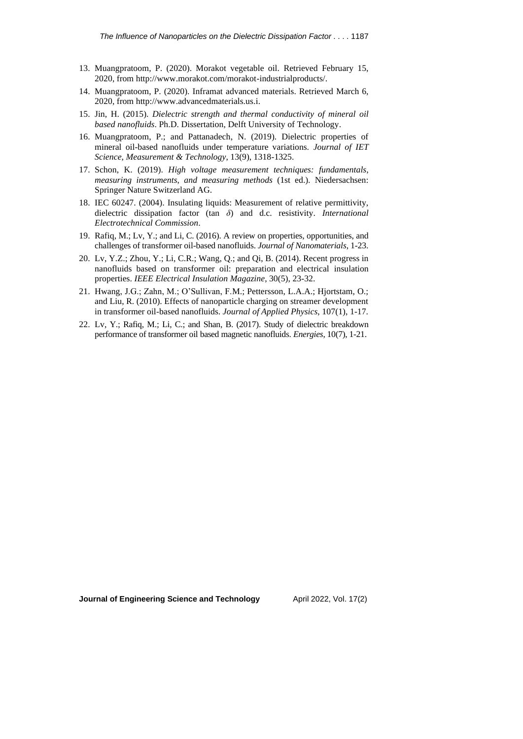13. Muangpratoom, P. (2020). Morakot vegetable oil. Retrieved February 15, 2020, from http://www.morakot.com/morakot-industrialproducts/.
14. Muangpratoom, P. (2020). Inframat advanced materials. Retrieved March 6, 2020, from http://www.advancedmaterials.us.i.
15. Jin, H. (2015). *Dielectric strength and thermal conductivity of mineral oil based nanofluids*. Ph.D. Dissertation, Delft University of Technology.
16. Muangpratoom, P.; and Pattanadech, N. (2019). Dielectric properties of mineral oil-based nanofluids under temperature variations. *Journal of IET Science, Measurement & Technology*, 13(9), 1318-1325.
17. Schon, K. (2019). *High voltage measurement techniques: fundamentals, measuring instruments, and measuring methods* (1st ed.). Niedersachsen: Springer Nature Switzerland AG.
18. IEC 60247. (2004). Insulating liquids: Measurement of relative permittivity, dielectric dissipation factor (tan $\delta$) and d.c. resistivity. *International Electrotechnical Commission*.
19. Rafiq, M.; Lv, Y.; and Li, C. (2016). A review on properties, opportunities, and challenges of transformer oil-based nanofluids. *Journal of Nanomaterials*, 1-23.
20. Lv, Y.Z.; Zhou, Y.; Li, C.R.; Wang, Q.; and Qi, B. (2014). Recent progress in nanofluids based on transformer oil: preparation and electrical insulation properties. *IEEE Electrical Insulation Magazine*, 30(5), 23-32.
21. Hwang, J.G.; Zahn, M.; O'Sullivan, F.M.; Pettersson, L.A.A.; Hjortstam, O.; and Liu, R. (2010). Effects of nanoparticle charging on streamer development in transformer oil-based nanofluids. *Journal of Applied Physics*, 107(1), 1-17.
22. Lv, Y.; Rafiq, M.; Li, C.; and Shan, B. (2017). Study of dielectric breakdown performance of transformer oil based magnetic nanofluids. *Energies*, 10(7), 1-21.